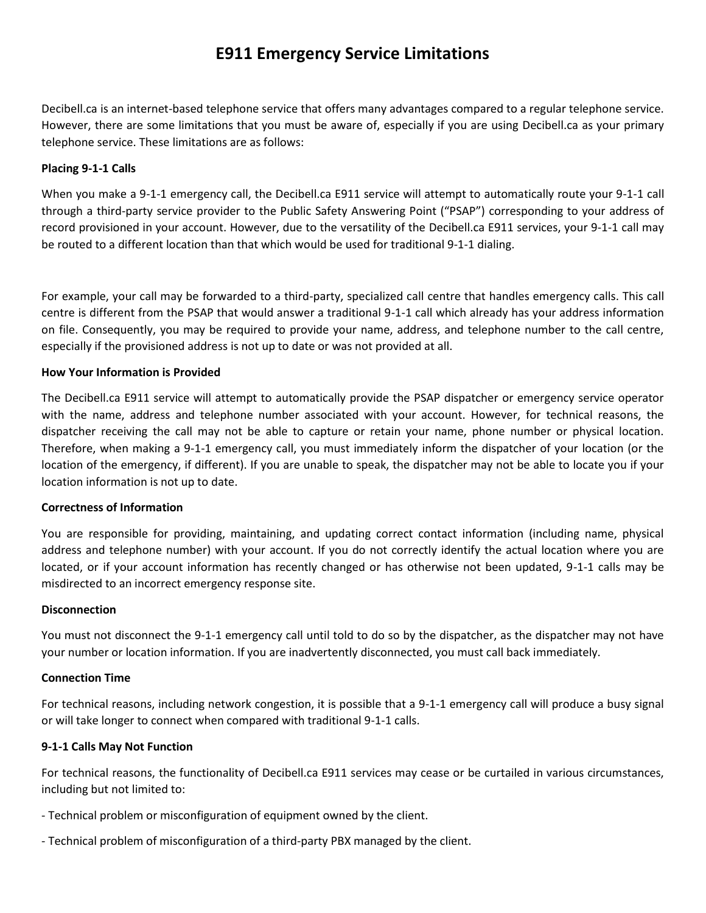# E911 Emergency Service Limitations

Decibell.ca is an internet-based telephone service that offers many advantages compared to a regular telephone service. However, there are some limitations that you must be aware of, especially if you are using Decibell.ca as your primary telephone service. These limitations are as follows:

**Placing 9-1-1 Calls**

When you make a 9-1-1 emergency call, the Decibell.ca E911 service will attempt to automatically route your 9-1-1 call through a third-party service provider to the Public Safety Answering Point ("PSAP") corresponding to your address of record provisioned in your account. However, due to the versatility of the Decibell.ca E911 services, your 9-1-1 call may be routed to a different location than that which would be used for traditional 9-1-1 dialing.

For example, your call may be forwarded to a third-party, specialized call centre that handles emergency calls. This call centre is different from the PSAP that would answer a traditional 9-1-1 call which already has your address information on file. Consequently, you may be required to provide your name, address, and telephone number to the call centre, especially if the provisioned address is not up to date or was not provided at all.

**How Your Information is Provided**

The Decibell.ca E911 service will attempt to automatically provide the PSAP dispatcher or emergency service operator with the name, address and telephone number associated with your account. However, for technical reasons, the dispatcher receiving the call may not be able to capture or retain your name, phone number or physical location. Therefore, when making a 9-1-1 emergency call, you must immediately inform the dispatcher of your location (or the location of the emergency, if different). If you are unable to speak, the dispatcher may not be able to locate you if your location information is not up to date.

**Correctness of Information**

You are responsible for providing, maintaining, and updating correct contact information (including name, physical address and telephone number) with your account. If you do not correctly identify the actual location where you are located, or if your account information has recently changed or has otherwise not been updated, 9-1-1 calls may be misdirected to an incorrect emergency response site.

**Disconnection**

You must not disconnect the 9-1-1 emergency call until told to do so by the dispatcher, as the dispatcher may not have your number or location information. If you are inadvertently disconnected, you must call back immediately.

**Connection Time**

For technical reasons, including network congestion, it is possible that a 9-1-1 emergency call will produce a busy signal or will take longer to connect when compared with traditional 9-1-1 calls.

**9-1-1 Calls May Not Function**

For technical reasons, the functionality of Decibell.ca E911 services may cease or be curtailed in various circumstances, including but not limited to:

- Technical problem or misconfiguration of equipment owned by the client.

- Technical problem of misconfiguration of a third-party PBX managed by the client.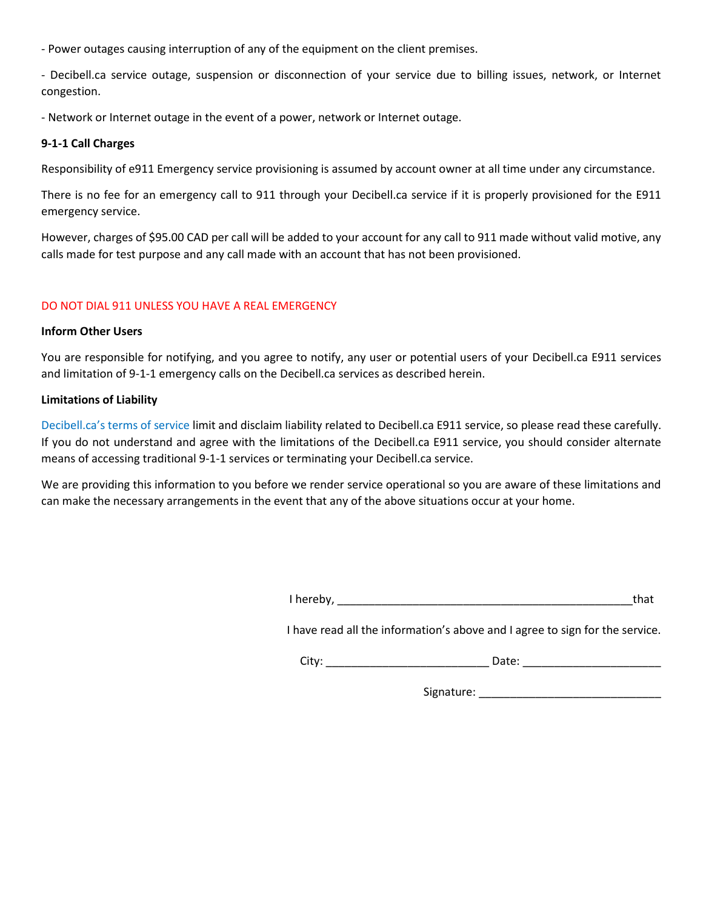- Power outages causing interruption of any of the equipment on the client premises.

- Decibell.ca service outage, suspension or disconnection of your service due to billing issues, network, or Internet congestion.

- Network or Internet outage in the event of a power, network or Internet outage.

**9-1-1 Call Charges**

Responsibility of e911 Emergency service provisioning is assumed by account owner at all time under any circumstance.

There is no fee for an emergency call to 911 through your Decibell.ca service if it is properly provisioned for the E911 emergency service.

However, charges of $95.00 CAD per call will be added to your account for any call to 911 made without valid motive, any calls made for test purpose and any call made with an account that has not been provisioned.

DO NOT DIAL 911 UNLESS YOU HAVE A REAL EMERGENCY

**Inform Other Users**

You are responsible for notifying, and you agree to notify, any user or potential users of your Decibell.ca E911 services and limitation of 9-1-1 emergency calls on the Decibell.ca services as described herein.

**Limitations of Liability**

Decibell.ca's terms of service limit and disclaim liability related to Decibell.ca E911 service, so please read these carefully. If you do not understand and agree with the limitations of the Decibell.ca E911 service, you should consider alternate means of accessing traditional 9-1-1 services or terminating your Decibell.ca service.

We are providing this information to you before we render service operational so you are aware of these limitations and can make the necessary arrangements in the event that any of the above situations occur at your home.

I hereby, ________________________________________________that

I have read all the information's above and I agree to sign for the service.

City: _________________________ Date: _____________________

Signature: ____________________________